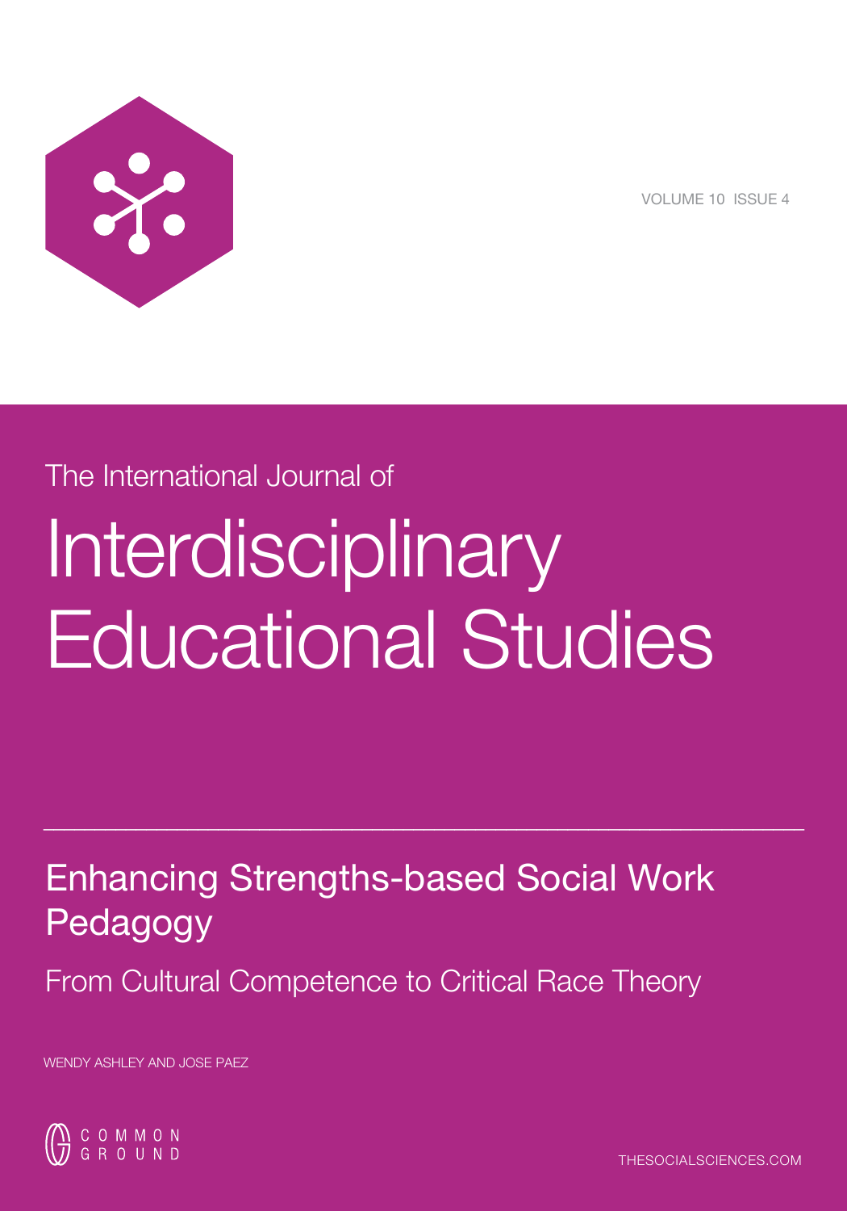VOLUME 10 ISSUE 4

The International Journal of

# Interdisciplinary Educational Studies

---

## Enhancing Strengths-based Social Work Pedagogy

### From Cultural Competence to Critical Race Theory

WENDY ASHLEY AND JOSE PAEZ

COMMON GROUND

THESOCIALSCIENCES.COM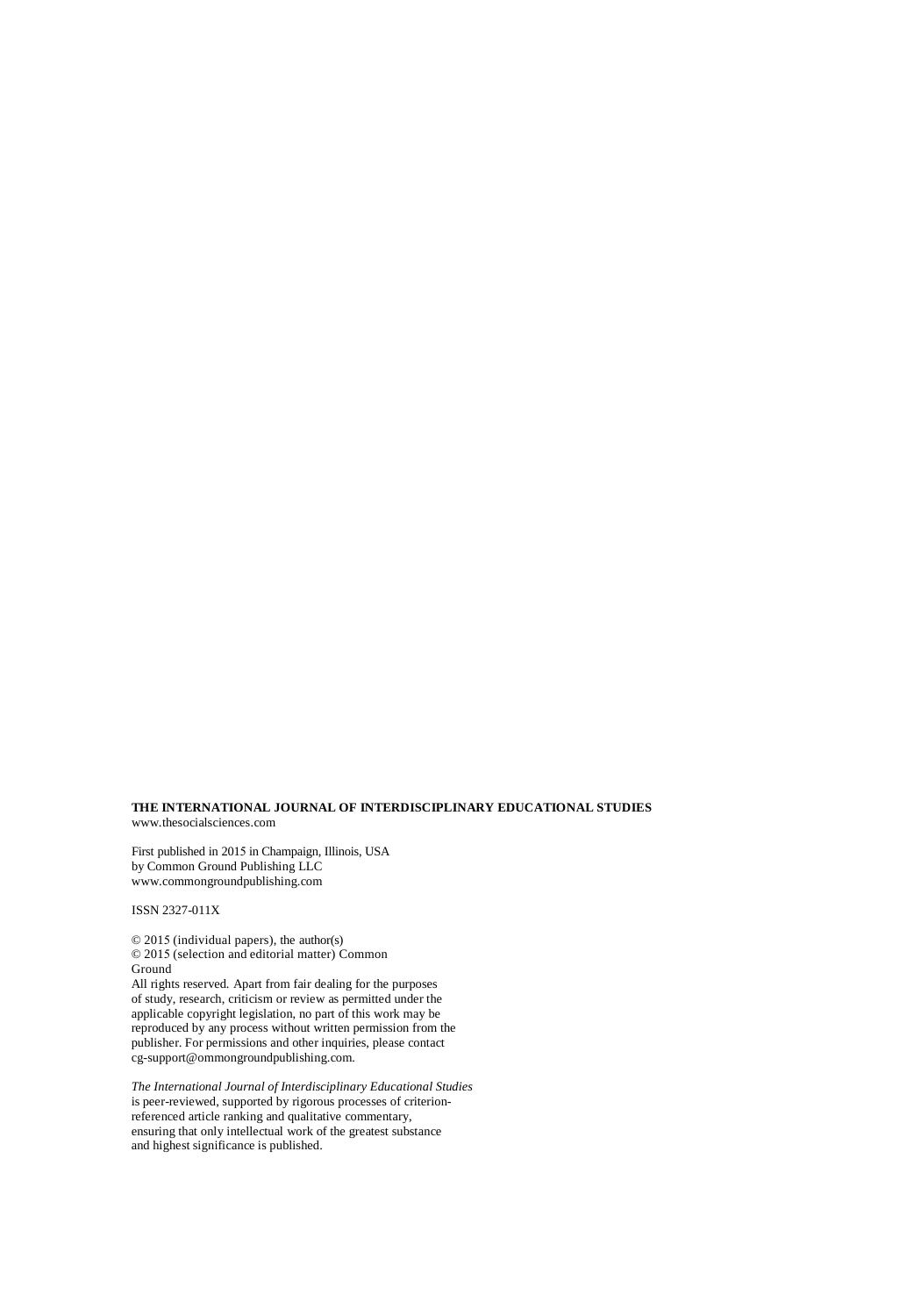**THE INTERNATIONAL JOURNAL OF INTERDISCIPLINARY EDUCATIONAL STUDIES**
www.thesocialsciences.com

First published in 2015 in Champaign, Illinois, USA
by Common Ground Publishing LLC
www.commongroundpublishing.com

ISSN 2327-011X

© 2015 (individual papers), the author(s)
© 2015 (selection and editorial matter) Common Ground
All rights reserved. Apart from fair dealing for the purposes of study, research, criticism or review as permitted under the applicable copyright legislation, no part of this work may be reproduced by any process without written permission from the publisher. For permissions and other inquiries, please contact cg-support@ommongroundpublishing.com.

*The International Journal of Interdisciplinary Educational Studies* is peer-reviewed, supported by rigorous processes of criterion-referenced article ranking and qualitative commentary, ensuring that only intellectual work of the greatest substance and highest significance is published.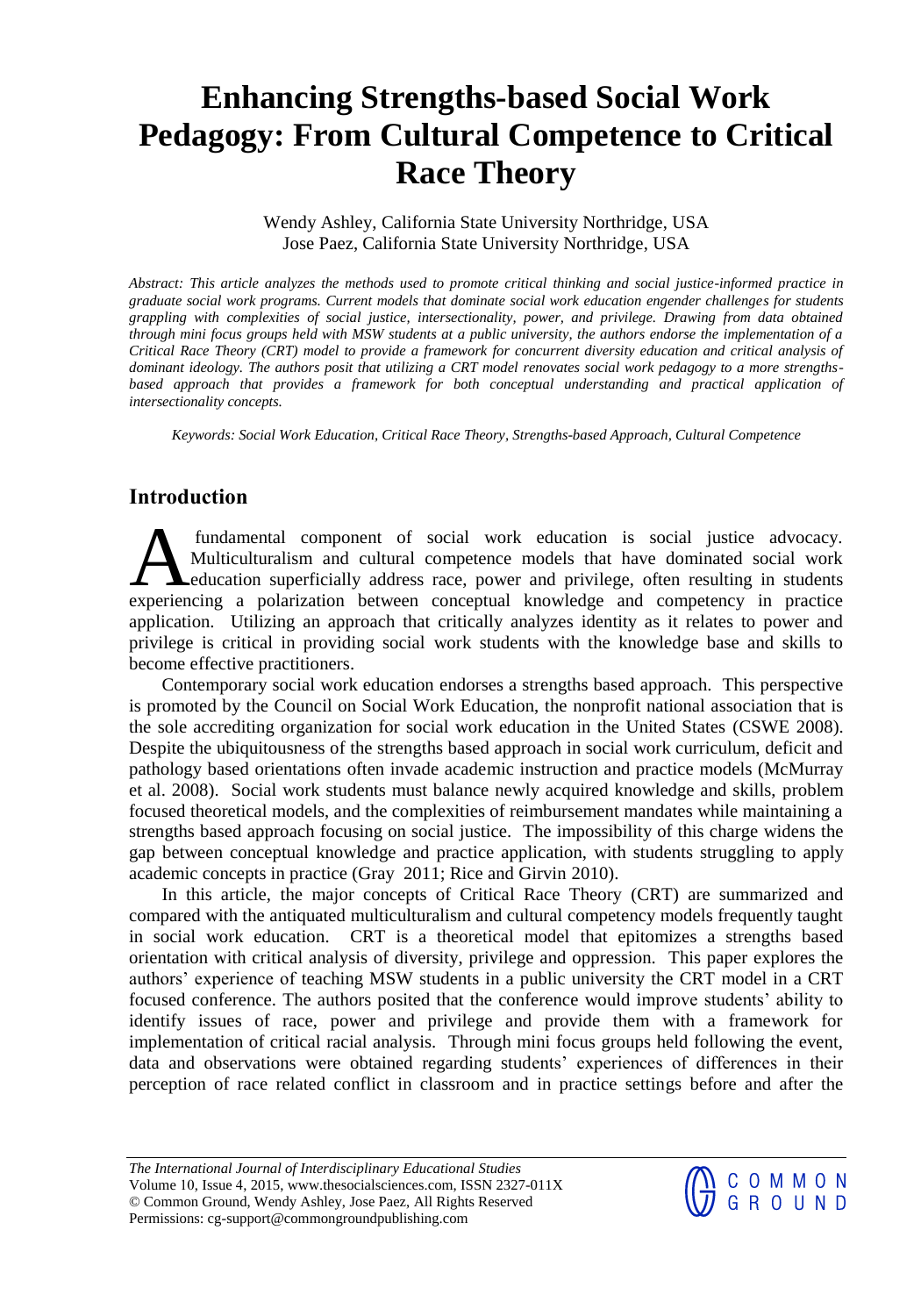# Enhancing Strengths-based Social Work Pedagogy: From Cultural Competence to Critical Race Theory

Wendy Ashley, California State University Northridge, USA
Jose Paez, California State University Northridge, USA

*Abstract: This article analyzes the methods used to promote critical thinking and social justice-informed practice in graduate social work programs. Current models that dominate social work education engender challenges for students grappling with complexities of social justice, intersectionality, power, and privilege. Drawing from data obtained through mini focus groups held with MSW students at a public university, the authors endorse the implementation of a Critical Race Theory (CRT) model to provide a framework for concurrent diversity education and critical analysis of dominant ideology. The authors posit that utilizing a CRT model renovates social work pedagogy to a more strengths-based approach that provides a framework for both conceptual understanding and practical application of intersectionality concepts.*

*Keywords: Social Work Education, Critical Race Theory, Strengths-based Approach, Cultural Competence*

## Introduction

A fundamental component of social work education is social justice advocacy. Multiculturalism and cultural competence models that have dominated social work education superficially address race, power and privilege, often resulting in students experiencing a polarization between conceptual knowledge and competency in practice application. Utilizing an approach that critically analyzes identity as it relates to power and privilege is critical in providing social work students with the knowledge base and skills to become effective practitioners.

Contemporary social work education endorses a strengths based approach. This perspective is promoted by the Council on Social Work Education, the nonprofit national association that is the sole accrediting organization for social work education in the United States (CSWE 2008). Despite the ubiquitousness of the strengths based approach in social work curriculum, deficit and pathology based orientations often invade academic instruction and practice models (McMurray et al. 2008). Social work students must balance newly acquired knowledge and skills, problem focused theoretical models, and the complexities of reimbursement mandates while maintaining a strengths based approach focusing on social justice. The impossibility of this charge widens the gap between conceptual knowledge and practice application, with students struggling to apply academic concepts in practice (Gray 2011; Rice and Girvin 2010).

In this article, the major concepts of Critical Race Theory (CRT) are summarized and compared with the antiquated multiculturalism and cultural competency models frequently taught in social work education. CRT is a theoretical model that epitomizes a strengths based orientation with critical analysis of diversity, privilege and oppression. This paper explores the authors' experience of teaching MSW students in a public university the CRT model in a CRT focused conference. The authors posited that the conference would improve students' ability to identify issues of race, power and privilege and provide them with a framework for implementation of critical racial analysis. Through mini focus groups held following the event, data and observations were obtained regarding students' experiences of differences in their perception of race related conflict in classroom and in practice settings before and after the

*The International Journal of Interdisciplinary Educational Studies*
Volume 10, Issue 4, 2015, www.thesocialsciences.com, ISSN 2327-011X
© Common Ground, Wendy Ashley, Jose Paez, All Rights Reserved
Permissions: cg-support@commongroundpublishing.com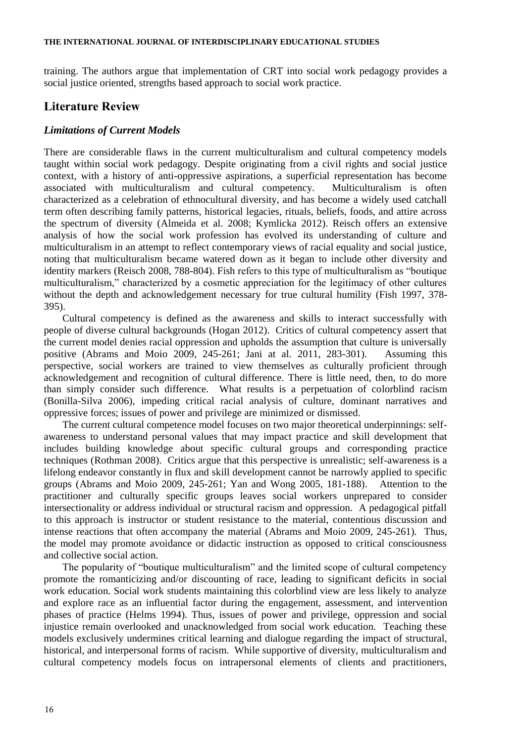training. The authors argue that implementation of CRT into social work pedagogy provides a social justice oriented, strengths based approach to social work practice.

## Literature Review

### *Limitations of Current Models*

There are considerable flaws in the current multiculturalism and cultural competency models taught within social work pedagogy. Despite originating from a civil rights and social justice context, with a history of anti-oppressive aspirations, a superficial representation has become associated with multiculturalism and cultural competency. Multiculturalism is often characterized as a celebration of ethnocultural diversity, and has become a widely used catchall term often describing family patterns, historical legacies, rituals, beliefs, foods, and attire across the spectrum of diversity (Almeida et al. 2008; Kymlicka 2012). Reisch offers an extensive analysis of how the social work profession has evolved its understanding of culture and multiculturalism in an attempt to reflect contemporary views of racial equality and social justice, noting that multiculturalism became watered down as it began to include other diversity and identity markers (Reisch 2008, 788-804). Fish refers to this type of multiculturalism as "boutique multiculturalism," characterized by a cosmetic appreciation for the legitimacy of other cultures without the depth and acknowledgement necessary for true cultural humility (Fish 1997, 378-395).

Cultural competency is defined as the awareness and skills to interact successfully with people of diverse cultural backgrounds (Hogan 2012). Critics of cultural competency assert that the current model denies racial oppression and upholds the assumption that culture is universally positive (Abrams and Moio 2009, 245-261; Jani at al. 2011, 283-301). Assuming this perspective, social workers are trained to view themselves as culturally proficient through acknowledgement and recognition of cultural difference. There is little need, then, to do more than simply consider such difference. What results is a perpetuation of colorblind racism (Bonilla-Silva 2006), impeding critical racial analysis of culture, dominant narratives and oppressive forces; issues of power and privilege are minimized or dismissed.

The current cultural competence model focuses on two major theoretical underpinnings: self-awareness to understand personal values that may impact practice and skill development that includes building knowledge about specific cultural groups and corresponding practice techniques (Rothman 2008). Critics argue that this perspective is unrealistic; self-awareness is a lifelong endeavor constantly in flux and skill development cannot be narrowly applied to specific groups (Abrams and Moio 2009, 245-261; Yan and Wong 2005, 181-188). Attention to the practitioner and culturally specific groups leaves social workers unprepared to consider intersectionality or address individual or structural racism and oppression. A pedagogical pitfall to this approach is instructor or student resistance to the material, contentious discussion and intense reactions that often accompany the material (Abrams and Moio 2009, 245-261). Thus, the model may promote avoidance or didactic instruction as opposed to critical consciousness and collective social action.

The popularity of "boutique multiculturalism" and the limited scope of cultural competency promote the romanticizing and/or discounting of race, leading to significant deficits in social work education. Social work students maintaining this colorblind view are less likely to analyze and explore race as an influential factor during the engagement, assessment, and intervention phases of practice (Helms 1994). Thus, issues of power and privilege, oppression and social injustice remain overlooked and unacknowledged from social work education. Teaching these models exclusively undermines critical learning and dialogue regarding the impact of structural, historical, and interpersonal forms of racism. While supportive of diversity, multiculturalism and cultural competency models focus on intrapersonal elements of clients and practitioners,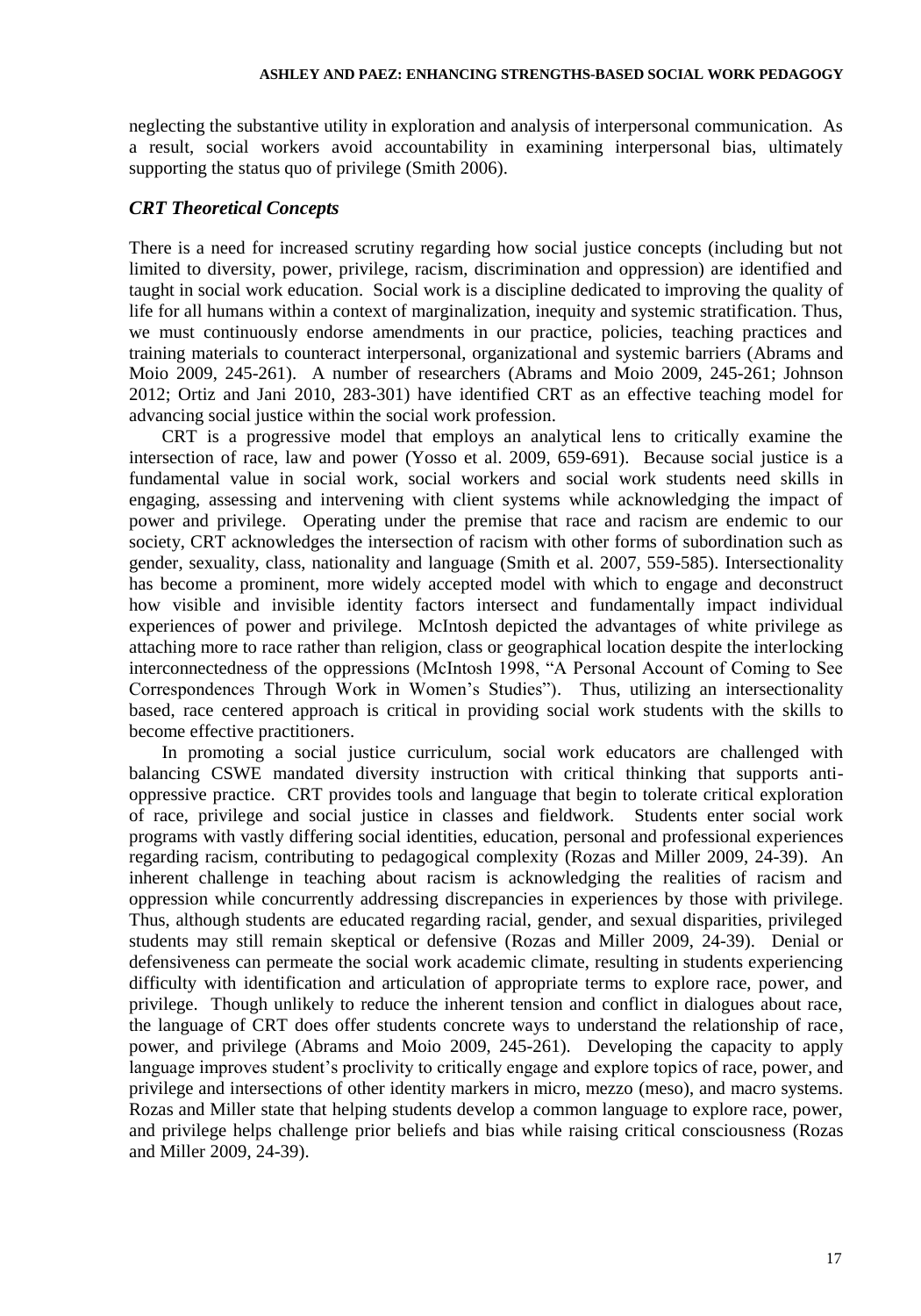neglecting the substantive utility in exploration and analysis of interpersonal communication. As a result, social workers avoid accountability in examining interpersonal bias, ultimately supporting the status quo of privilege (Smith 2006).

### *CRT Theoretical Concepts*

There is a need for increased scrutiny regarding how social justice concepts (including but not limited to diversity, power, privilege, racism, discrimination and oppression) are identified and taught in social work education. Social work is a discipline dedicated to improving the quality of life for all humans within a context of marginalization, inequity and systemic stratification. Thus, we must continuously endorse amendments in our practice, policies, teaching practices and training materials to counteract interpersonal, organizational and systemic barriers (Abrams and Moio 2009, 245-261). A number of researchers (Abrams and Moio 2009, 245-261; Johnson 2012; Ortiz and Jani 2010, 283-301) have identified CRT as an effective teaching model for advancing social justice within the social work profession.

CRT is a progressive model that employs an analytical lens to critically examine the intersection of race, law and power (Yosso et al. 2009, 659-691). Because social justice is a fundamental value in social work, social workers and social work students need skills in engaging, assessing and intervening with client systems while acknowledging the impact of power and privilege. Operating under the premise that race and racism are endemic to our society, CRT acknowledges the intersection of racism with other forms of subordination such as gender, sexuality, class, nationality and language (Smith et al. 2007, 559-585). Intersectionality has become a prominent, more widely accepted model with which to engage and deconstruct how visible and invisible identity factors intersect and fundamentally impact individual experiences of power and privilege. McIntosh depicted the advantages of white privilege as attaching more to race rather than religion, class or geographical location despite the interlocking interconnectedness of the oppressions (McIntosh 1998, "A Personal Account of Coming to See Correspondences Through Work in Women's Studies"). Thus, utilizing an intersectionality based, race centered approach is critical in providing social work students with the skills to become effective practitioners.

In promoting a social justice curriculum, social work educators are challenged with balancing CSWE mandated diversity instruction with critical thinking that supports anti-oppressive practice. CRT provides tools and language that begin to tolerate critical exploration of race, privilege and social justice in classes and fieldwork. Students enter social work programs with vastly differing social identities, education, personal and professional experiences regarding racism, contributing to pedagogical complexity (Rozas and Miller 2009, 24-39). An inherent challenge in teaching about racism is acknowledging the realities of racism and oppression while concurrently addressing discrepancies in experiences by those with privilege. Thus, although students are educated regarding racial, gender, and sexual disparities, privileged students may still remain skeptical or defensive (Rozas and Miller 2009, 24-39). Denial or defensiveness can permeate the social work academic climate, resulting in students experiencing difficulty with identification and articulation of appropriate terms to explore race, power, and privilege. Though unlikely to reduce the inherent tension and conflict in dialogues about race, the language of CRT does offer students concrete ways to understand the relationship of race, power, and privilege (Abrams and Moio 2009, 245-261). Developing the capacity to apply language improves student's proclivity to critically engage and explore topics of race, power, and privilege and intersections of other identity markers in micro, mezzo (meso), and macro systems. Rozas and Miller state that helping students develop a common language to explore race, power, and privilege helps challenge prior beliefs and bias while raising critical consciousness (Rozas and Miller 2009, 24-39).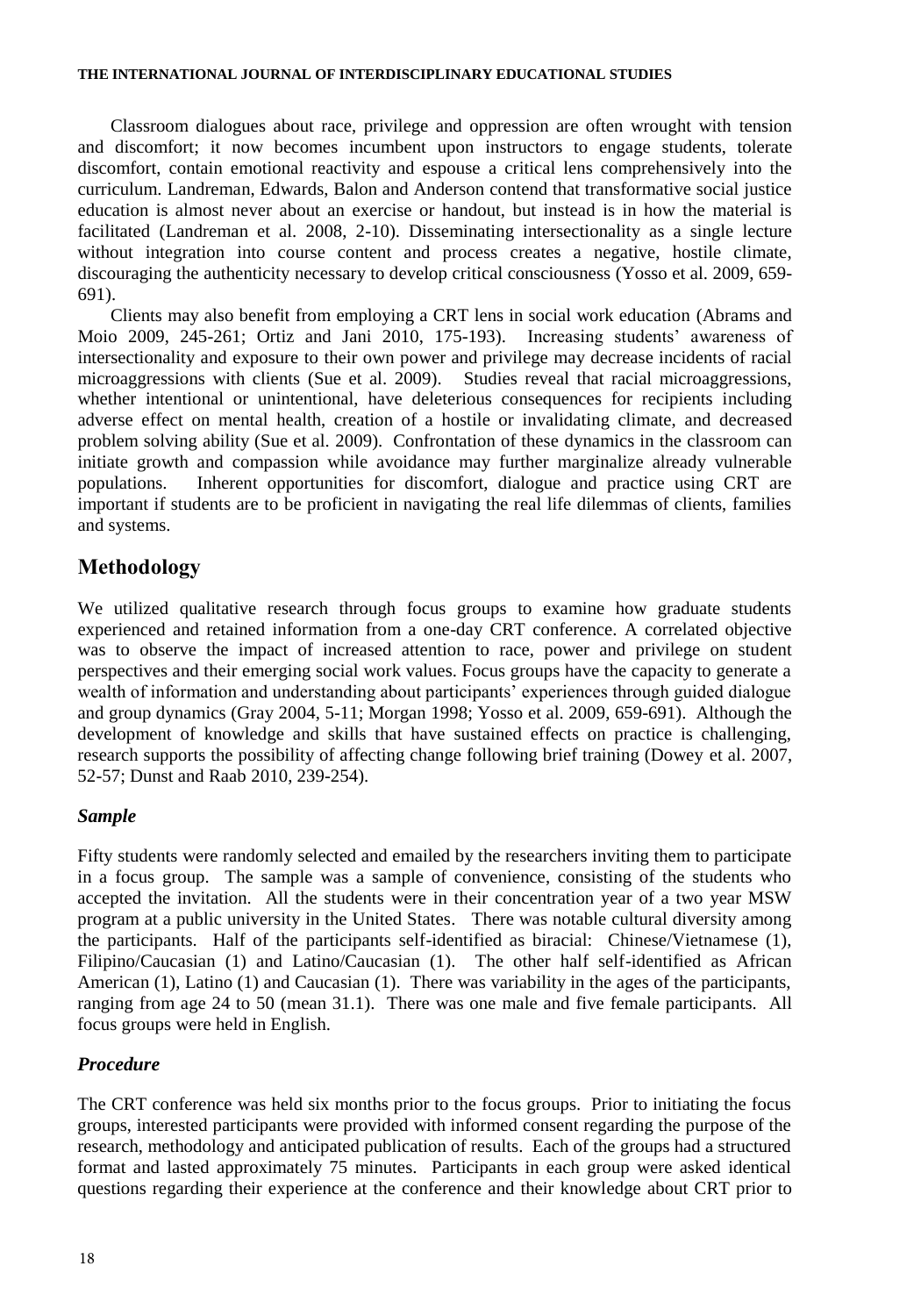Classroom dialogues about race, privilege and oppression are often wrought with tension and discomfort; it now becomes incumbent upon instructors to engage students, tolerate discomfort, contain emotional reactivity and espouse a critical lens comprehensively into the curriculum. Landreman, Edwards, Balon and Anderson contend that transformative social justice education is almost never about an exercise or handout, but instead is in how the material is facilitated (Landreman et al. 2008, 2-10). Disseminating intersectionality as a single lecture without integration into course content and process creates a negative, hostile climate, discouraging the authenticity necessary to develop critical consciousness (Yosso et al. 2009, 659-691).

Clients may also benefit from employing a CRT lens in social work education (Abrams and Moio 2009, 245-261; Ortiz and Jani 2010, 175-193). Increasing students' awareness of intersectionality and exposure to their own power and privilege may decrease incidents of racial microaggressions with clients (Sue et al. 2009). Studies reveal that racial microaggressions, whether intentional or unintentional, have deleterious consequences for recipients including adverse effect on mental health, creation of a hostile or invalidating climate, and decreased problem solving ability (Sue et al. 2009). Confrontation of these dynamics in the classroom can initiate growth and compassion while avoidance may further marginalize already vulnerable populations. Inherent opportunities for discomfort, dialogue and practice using CRT are important if students are to be proficient in navigating the real life dilemmas of clients, families and systems.

## Methodology

We utilized qualitative research through focus groups to examine how graduate students experienced and retained information from a one-day CRT conference. A correlated objective was to observe the impact of increased attention to race, power and privilege on student perspectives and their emerging social work values. Focus groups have the capacity to generate a wealth of information and understanding about participants' experiences through guided dialogue and group dynamics (Gray 2004, 5-11; Morgan 1998; Yosso et al. 2009, 659-691). Although the development of knowledge and skills that have sustained effects on practice is challenging, research supports the possibility of affecting change following brief training (Dowey et al. 2007, 52-57; Dunst and Raab 2010, 239-254).

### *Sample*

Fifty students were randomly selected and emailed by the researchers inviting them to participate in a focus group. The sample was a sample of convenience, consisting of the students who accepted the invitation. All the students were in their concentration year of a two year MSW program at a public university in the United States. There was notable cultural diversity among the participants. Half of the participants self-identified as biracial: Chinese/Vietnamese (1), Filipino/Caucasian (1) and Latino/Caucasian (1). The other half self-identified as African American (1), Latino (1) and Caucasian (1). There was variability in the ages of the participants, ranging from age 24 to 50 (mean 31.1). There was one male and five female participants. All focus groups were held in English.

### *Procedure*

The CRT conference was held six months prior to the focus groups. Prior to initiating the focus groups, interested participants were provided with informed consent regarding the purpose of the research, methodology and anticipated publication of results. Each of the groups had a structured format and lasted approximately 75 minutes. Participants in each group were asked identical questions regarding their experience at the conference and their knowledge about CRT prior to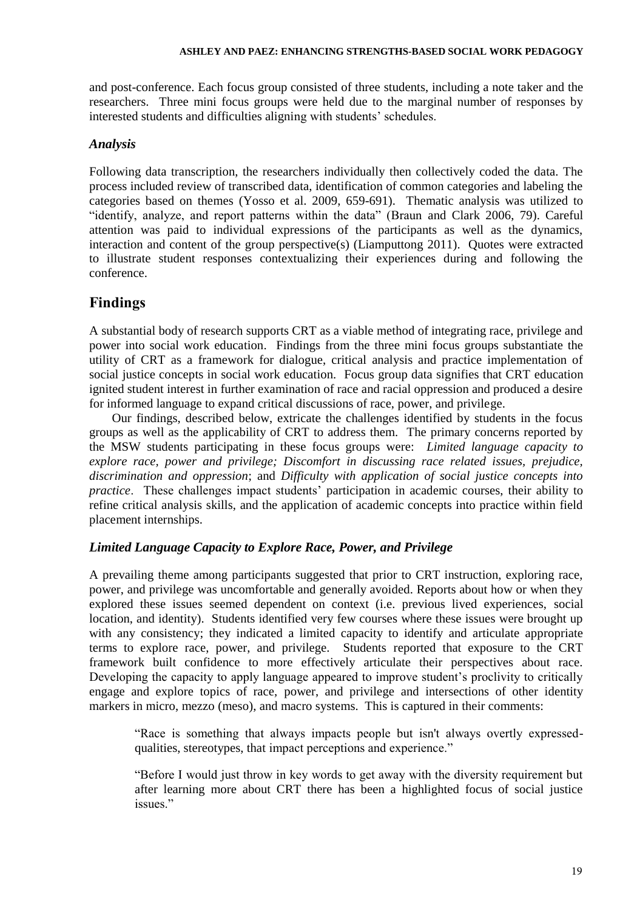and post-conference. Each focus group consisted of three students, including a note taker and the researchers. Three mini focus groups were held due to the marginal number of responses by interested students and difficulties aligning with students' schedules.

### *Analysis*

Following data transcription, the researchers individually then collectively coded the data. The process included review of transcribed data, identification of common categories and labeling the categories based on themes (Yosso et al. 2009, 659-691). Thematic analysis was utilized to "identify, analyze, and report patterns within the data" (Braun and Clark 2006, 79). Careful attention was paid to individual expressions of the participants as well as the dynamics, interaction and content of the group perspective(s) (Liamputtong 2011). Quotes were extracted to illustrate student responses contextualizing their experiences during and following the conference.

## Findings

A substantial body of research supports CRT as a viable method of integrating race, privilege and power into social work education. Findings from the three mini focus groups substantiate the utility of CRT as a framework for dialogue, critical analysis and practice implementation of social justice concepts in social work education. Focus group data signifies that CRT education ignited student interest in further examination of race and racial oppression and produced a desire for informed language to expand critical discussions of race, power, and privilege.

Our findings, described below, extricate the challenges identified by students in the focus groups as well as the applicability of CRT to address them. The primary concerns reported by the MSW students participating in these focus groups were: *Limited language capacity to explore race, power and privilege; Discomfort in discussing race related issues, prejudice, discrimination and oppression*; and *Difficulty with application of social justice concepts into practice*. These challenges impact students' participation in academic courses, their ability to refine critical analysis skills, and the application of academic concepts into practice within field placement internships.

### *Limited Language Capacity to Explore Race, Power, and Privilege*

A prevailing theme among participants suggested that prior to CRT instruction, exploring race, power, and privilege was uncomfortable and generally avoided. Reports about how or when they explored these issues seemed dependent on context (i.e. previous lived experiences, social location, and identity). Students identified very few courses where these issues were brought up with any consistency; they indicated a limited capacity to identify and articulate appropriate terms to explore race, power, and privilege. Students reported that exposure to the CRT framework built confidence to more effectively articulate their perspectives about race. Developing the capacity to apply language appeared to improve student's proclivity to critically engage and explore topics of race, power, and privilege and intersections of other identity markers in micro, mezzo (meso), and macro systems. This is captured in their comments:

> "Race is something that always impacts people but isn't always overtly expressed- qualities, stereotypes, that impact perceptions and experience."

> "Before I would just throw in key words to get away with the diversity requirement but after learning more about CRT there has been a highlighted focus of social justice issues."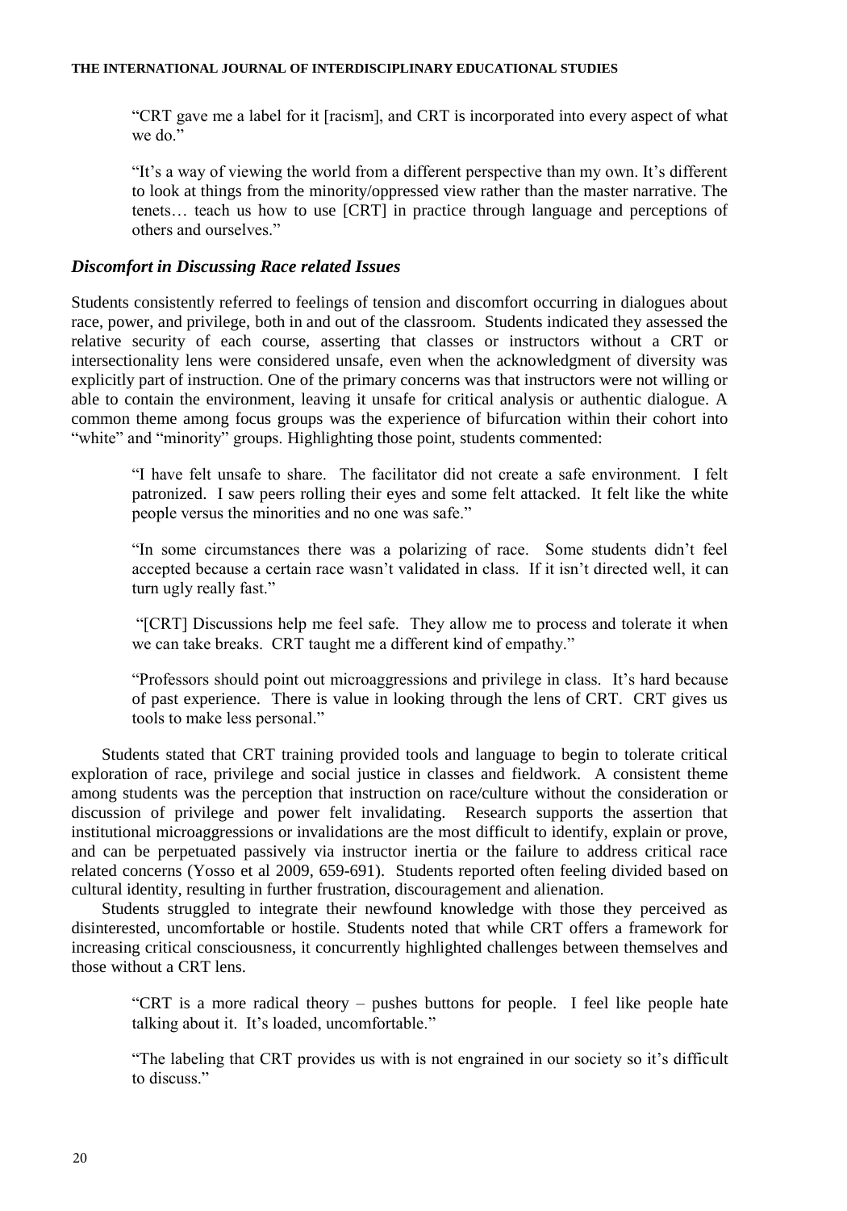> "CRT gave me a label for it [racism], and CRT is incorporated into every aspect of what we do."

> "It's a way of viewing the world from a different perspective than my own. It's different to look at things from the minority/oppressed view rather than the master narrative. The tenets… teach us how to use [CRT] in practice through language and perceptions of others and ourselves."

### *Discomfort in Discussing Race related Issues*

Students consistently referred to feelings of tension and discomfort occurring in dialogues about race, power, and privilege, both in and out of the classroom. Students indicated they assessed the relative security of each course, asserting that classes or instructors without a CRT or intersectionality lens were considered unsafe, even when the acknowledgment of diversity was explicitly part of instruction. One of the primary concerns was that instructors were not willing or able to contain the environment, leaving it unsafe for critical analysis or authentic dialogue. A common theme among focus groups was the experience of bifurcation within their cohort into "white" and "minority" groups. Highlighting those point, students commented:

> "I have felt unsafe to share. The facilitator did not create a safe environment. I felt patronized. I saw peers rolling their eyes and some felt attacked. It felt like the white people versus the minorities and no one was safe."

> "In some circumstances there was a polarizing of race. Some students didn't feel accepted because a certain race wasn't validated in class. If it isn't directed well, it can turn ugly really fast."

> "[CRT] Discussions help me feel safe. They allow me to process and tolerate it when we can take breaks. CRT taught me a different kind of empathy."

> "Professors should point out microaggressions and privilege in class. It's hard because of past experience. There is value in looking through the lens of CRT. CRT gives us tools to make less personal."

Students stated that CRT training provided tools and language to begin to tolerate critical exploration of race, privilege and social justice in classes and fieldwork. A consistent theme among students was the perception that instruction on race/culture without the consideration or discussion of privilege and power felt invalidating. Research supports the assertion that institutional microaggressions or invalidations are the most difficult to identify, explain or prove, and can be perpetuated passively via instructor inertia or the failure to address critical race related concerns (Yosso et al 2009, 659-691). Students reported often feeling divided based on cultural identity, resulting in further frustration, discouragement and alienation.

Students struggled to integrate their newfound knowledge with those they perceived as disinterested, uncomfortable or hostile. Students noted that while CRT offers a framework for increasing critical consciousness, it concurrently highlighted challenges between themselves and those without a CRT lens.

> "CRT is a more radical theory – pushes buttons for people. I feel like people hate talking about it. It's loaded, uncomfortable."

> "The labeling that CRT provides us with is not engrained in our society so it's difficult to discuss."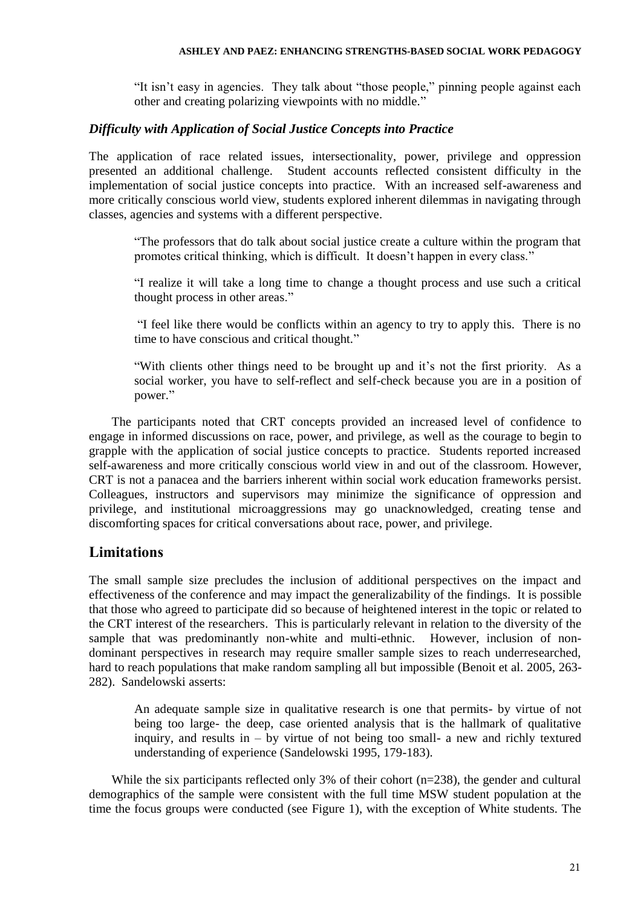"It isn't easy in agencies. They talk about "those people," pinning people against each other and creating polarizing viewpoints with no middle."

### *Difficulty with Application of Social Justice Concepts into Practice*

The application of race related issues, intersectionality, power, privilege and oppression presented an additional challenge. Student accounts reflected consistent difficulty in the implementation of social justice concepts into practice. With an increased self-awareness and more critically conscious world view, students explored inherent dilemmas in navigating through classes, agencies and systems with a different perspective.

> "The professors that do talk about social justice create a culture within the program that promotes critical thinking, which is difficult. It doesn't happen in every class."
>
> "I realize it will take a long time to change a thought process and use such a critical thought process in other areas."
>
> "I feel like there would be conflicts within an agency to try to apply this. There is no time to have conscious and critical thought."
>
> "With clients other things need to be brought up and it's not the first priority. As a social worker, you have to self-reflect and self-check because you are in a position of power."

The participants noted that CRT concepts provided an increased level of confidence to engage in informed discussions on race, power, and privilege, as well as the courage to begin to grapple with the application of social justice concepts to practice. Students reported increased self-awareness and more critically conscious world view in and out of the classroom. However, CRT is not a panacea and the barriers inherent within social work education frameworks persist. Colleagues, instructors and supervisors may minimize the significance of oppression and privilege, and institutional microaggressions may go unacknowledged, creating tense and discomforting spaces for critical conversations about race, power, and privilege.

## Limitations

The small sample size precludes the inclusion of additional perspectives on the impact and effectiveness of the conference and may impact the generalizability of the findings. It is possible that those who agreed to participate did so because of heightened interest in the topic or related to the CRT interest of the researchers. This is particularly relevant in relation to the diversity of the sample that was predominantly non-white and multi-ethnic. However, inclusion of non-dominant perspectives in research may require smaller sample sizes to reach underresearched, hard to reach populations that make random sampling all but impossible (Benoit et al. 2005, 263-282). Sandelowski asserts:

> An adequate sample size in qualitative research is one that permits- by virtue of not being too large- the deep, case oriented analysis that is the hallmark of qualitative inquiry, and results in – by virtue of not being too small- a new and richly textured understanding of experience (Sandelowski 1995, 179-183).

While the six participants reflected only 3% of their cohort (n=238), the gender and cultural demographics of the sample were consistent with the full time MSW student population at the time the focus groups were conducted (see Figure 1), with the exception of White students. The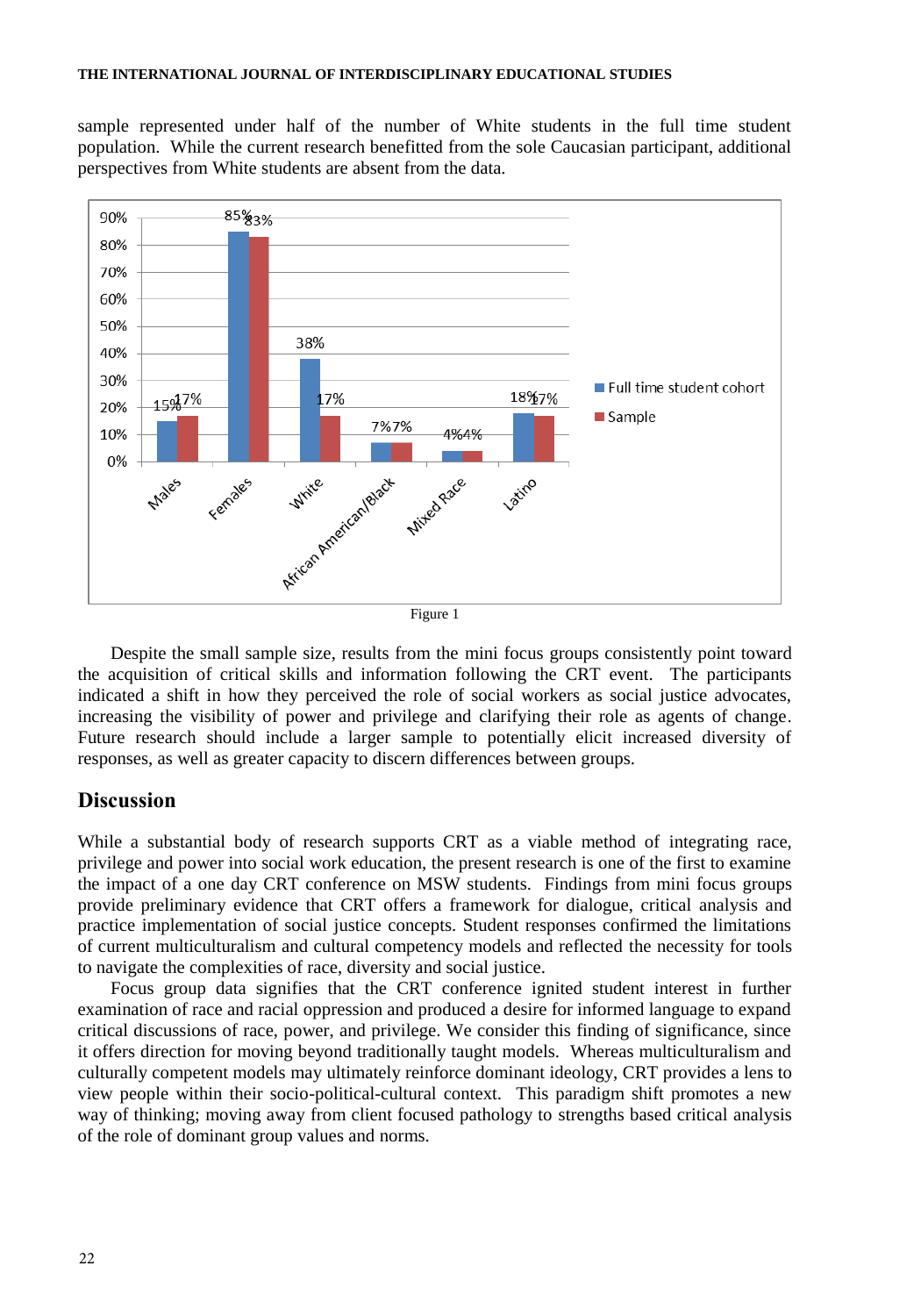sample represented under half of the number of White students in the full time student population. While the current research benefitted from the sole Caucasian participant, additional perspectives from White students are absent from the data.

| | Males | Females | White | African American/Black | Mixed Race | Latino |
|---|---|---|---|---|---|---|
| Full time student cohort | 15% | 85% | 38% | 7% | 4% | 18% |
| Sample | 17% | 83% | 17% | 7% | 4% | 17% |

Figure 1

Despite the small sample size, results from the mini focus groups consistently point toward the acquisition of critical skills and information following the CRT event. The participants indicated a shift in how they perceived the role of social workers as social justice advocates, increasing the visibility of power and privilege and clarifying their role as agents of change. Future research should include a larger sample to potentially elicit increased diversity of responses, as well as greater capacity to discern differences between groups.

## Discussion

While a substantial body of research supports CRT as a viable method of integrating race, privilege and power into social work education, the present research is one of the first to examine the impact of a one day CRT conference on MSW students. Findings from mini focus groups provide preliminary evidence that CRT offers a framework for dialogue, critical analysis and practice implementation of social justice concepts. Student responses confirmed the limitations of current multiculturalism and cultural competency models and reflected the necessity for tools to navigate the complexities of race, diversity and social justice.

Focus group data signifies that the CRT conference ignited student interest in further examination of race and racial oppression and produced a desire for informed language to expand critical discussions of race, power, and privilege. We consider this finding of significance, since it offers direction for moving beyond traditionally taught models. Whereas multiculturalism and culturally competent models may ultimately reinforce dominant ideology, CRT provides a lens to view people within their socio-political-cultural context. This paradigm shift promotes a new way of thinking; moving away from client focused pathology to strengths based critical analysis of the role of dominant group values and norms.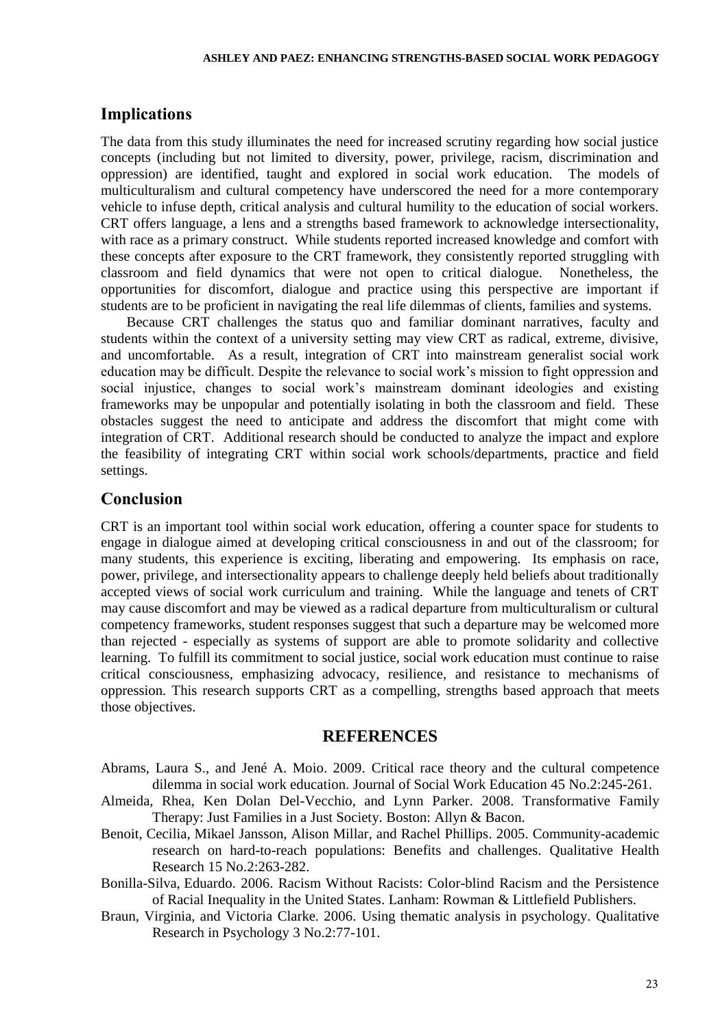## Implications

The data from this study illuminates the need for increased scrutiny regarding how social justice concepts (including but not limited to diversity, power, privilege, racism, discrimination and oppression) are identified, taught and explored in social work education. The models of multiculturalism and cultural competency have underscored the need for a more contemporary vehicle to infuse depth, critical analysis and cultural humility to the education of social workers. CRT offers language, a lens and a strengths based framework to acknowledge intersectionality, with race as a primary construct. While students reported increased knowledge and comfort with these concepts after exposure to the CRT framework, they consistently reported struggling with classroom and field dynamics that were not open to critical dialogue. Nonetheless, the opportunities for discomfort, dialogue and practice using this perspective are important if students are to be proficient in navigating the real life dilemmas of clients, families and systems.

Because CRT challenges the status quo and familiar dominant narratives, faculty and students within the context of a university setting may view CRT as radical, extreme, divisive, and uncomfortable. As a result, integration of CRT into mainstream generalist social work education may be difficult. Despite the relevance to social work's mission to fight oppression and social injustice, changes to social work's mainstream dominant ideologies and existing frameworks may be unpopular and potentially isolating in both the classroom and field. These obstacles suggest the need to anticipate and address the discomfort that might come with integration of CRT. Additional research should be conducted to analyze the impact and explore the feasibility of integrating CRT within social work schools/departments, practice and field settings.

## Conclusion

CRT is an important tool within social work education, offering a counter space for students to engage in dialogue aimed at developing critical consciousness in and out of the classroom; for many students, this experience is exciting, liberating and empowering. Its emphasis on race, power, privilege, and intersectionality appears to challenge deeply held beliefs about traditionally accepted views of social work curriculum and training. While the language and tenets of CRT may cause discomfort and may be viewed as a radical departure from multiculturalism or cultural competency frameworks, student responses suggest that such a departure may be welcomed more than rejected - especially as systems of support are able to promote solidarity and collective learning. To fulfill its commitment to social justice, social work education must continue to raise critical consciousness, emphasizing advocacy, resilience, and resistance to mechanisms of oppression. This research supports CRT as a compelling, strengths based approach that meets those objectives.

## REFERENCES

Abrams, Laura S., and Jené A. Moio. 2009. Critical race theory and the cultural competence dilemma in social work education. Journal of Social Work Education 45 No.2:245-261.

Almeida, Rhea, Ken Dolan Del-Vecchio, and Lynn Parker. 2008. Transformative Family Therapy: Just Families in a Just Society. Boston: Allyn & Bacon.

Benoit, Cecilia, Mikael Jansson, Alison Millar, and Rachel Phillips. 2005. Community-academic research on hard-to-reach populations: Benefits and challenges. Qualitative Health Research 15 No.2:263-282.

Bonilla-Silva, Eduardo. 2006. Racism Without Racists: Color-blind Racism and the Persistence of Racial Inequality in the United States. Lanham: Rowman & Littlefield Publishers.

Braun, Virginia, and Victoria Clarke. 2006. Using thematic analysis in psychology. Qualitative Research in Psychology 3 No.2:77-101.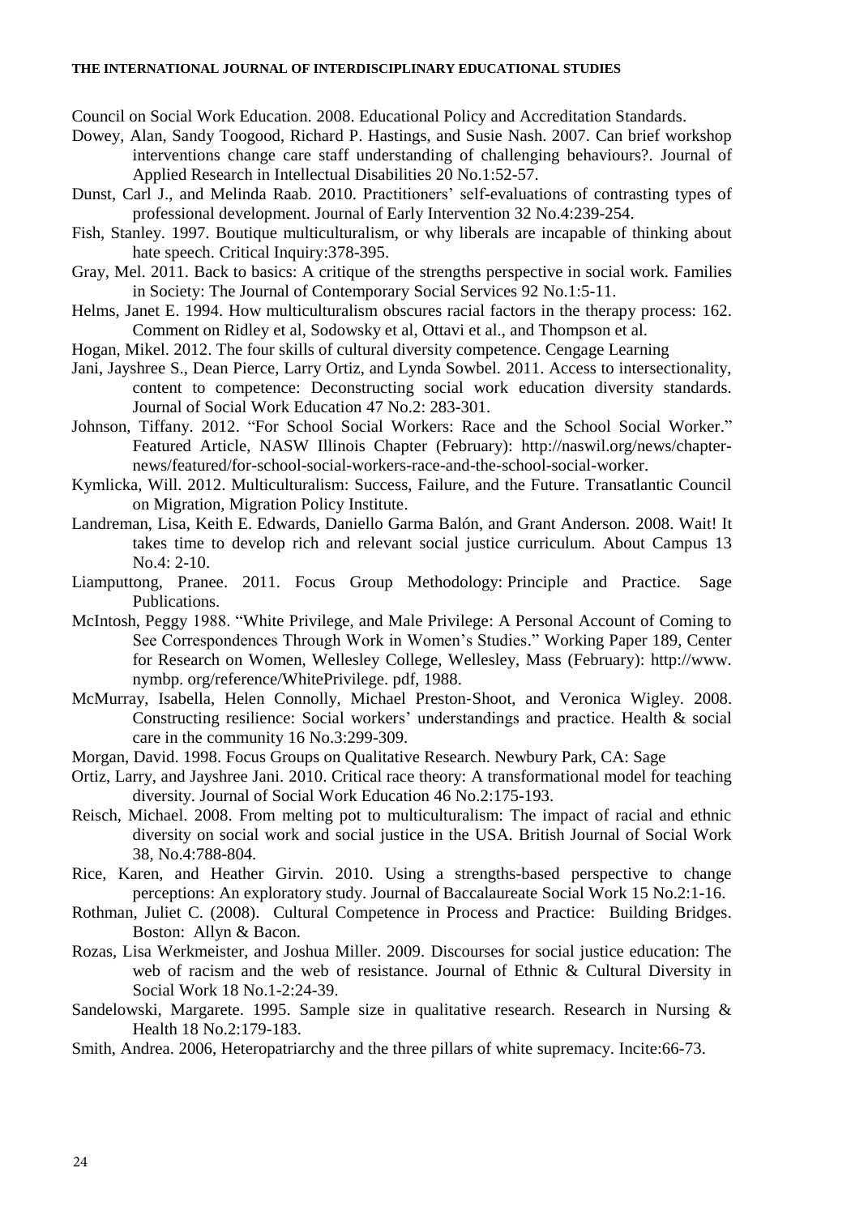Council on Social Work Education. 2008. Educational Policy and Accreditation Standards.

Dowey, Alan, Sandy Toogood, Richard P. Hastings, and Susie Nash. 2007. Can brief workshop interventions change care staff understanding of challenging behaviours?. Journal of Applied Research in Intellectual Disabilities 20 No.1:52-57.

Dunst, Carl J., and Melinda Raab. 2010. Practitioners' self-evaluations of contrasting types of professional development. Journal of Early Intervention 32 No.4:239-254.

Fish, Stanley. 1997. Boutique multiculturalism, or why liberals are incapable of thinking about hate speech. Critical Inquiry:378-395.

Gray, Mel. 2011. Back to basics: A critique of the strengths perspective in social work. Families in Society: The Journal of Contemporary Social Services 92 No.1:5-11.

Helms, Janet E. 1994. How multiculturalism obscures racial factors in the therapy process: 162. Comment on Ridley et al, Sodowsky et al, Ottavi et al., and Thompson et al.

Hogan, Mikel. 2012. The four skills of cultural diversity competence. Cengage Learning

Jani, Jayshree S., Dean Pierce, Larry Ortiz, and Lynda Sowbel. 2011. Access to intersectionality, content to competence: Deconstructing social work education diversity standards. Journal of Social Work Education 47 No.2: 283-301.

Johnson, Tiffany. 2012. "For School Social Workers: Race and the School Social Worker." Featured Article, NASW Illinois Chapter (February): http://naswil.org/news/chapter-news/featured/for-school-social-workers-race-and-the-school-social-worker.

Kymlicka, Will. 2012. Multiculturalism: Success, Failure, and the Future. Transatlantic Council on Migration, Migration Policy Institute.

Landreman, Lisa, Keith E. Edwards, Daniello Garma Balón, and Grant Anderson. 2008. Wait! It takes time to develop rich and relevant social justice curriculum. About Campus 13 No.4: 2-10.

Liamputtong, Pranee. 2011. Focus Group Methodology: Principle and Practice. Sage Publications.

McIntosh, Peggy 1988. "White Privilege, and Male Privilege: A Personal Account of Coming to See Correspondences Through Work in Women's Studies." Working Paper 189, Center for Research on Women, Wellesley College, Wellesley, Mass (February): http://www. nymbp. org/reference/WhitePrivilege. pdf, 1988.

McMurray, Isabella, Helen Connolly, Michael Preston‐Shoot, and Veronica Wigley. 2008. Constructing resilience: Social workers' understandings and practice. Health & social care in the community 16 No.3:299-309.

Morgan, David. 1998. Focus Groups on Qualitative Research. Newbury Park, CA: Sage

Ortiz, Larry, and Jayshree Jani. 2010. Critical race theory: A transformational model for teaching diversity. Journal of Social Work Education 46 No.2:175-193.

Reisch, Michael. 2008. From melting pot to multiculturalism: The impact of racial and ethnic diversity on social work and social justice in the USA. British Journal of Social Work 38, No.4:788-804.

Rice, Karen, and Heather Girvin. 2010. Using a strengths-based perspective to change perceptions: An exploratory study. Journal of Baccalaureate Social Work 15 No.2:1-16.

Rothman, Juliet C. (2008). Cultural Competence in Process and Practice: Building Bridges. Boston: Allyn & Bacon.

Rozas, Lisa Werkmeister, and Joshua Miller. 2009. Discourses for social justice education: The web of racism and the web of resistance. Journal of Ethnic & Cultural Diversity in Social Work 18 No.1-2:24-39.

Sandelowski, Margarete. 1995. Sample size in qualitative research. Research in Nursing & Health 18 No.2:179-183.

Smith, Andrea. 2006, Heteropatriarchy and the three pillars of white supremacy. Incite:66-73.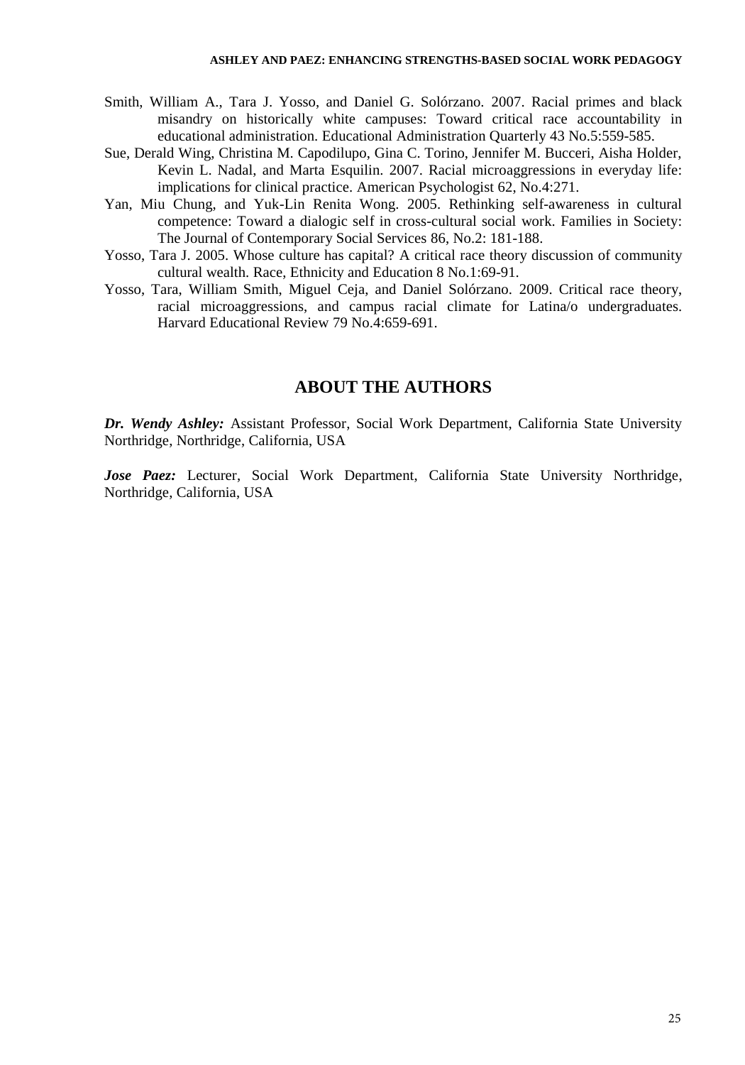Smith, William A., Tara J. Yosso, and Daniel G. Solórzano. 2007. Racial primes and black misandry on historically white campuses: Toward critical race accountability in educational administration. Educational Administration Quarterly 43 No.5:559-585.

Sue, Derald Wing, Christina M. Capodilupo, Gina C. Torino, Jennifer M. Bucceri, Aisha Holder, Kevin L. Nadal, and Marta Esquilin. 2007. Racial microaggressions in everyday life: implications for clinical practice. American Psychologist 62, No.4:271.

Yan, Miu Chung, and Yuk-Lin Renita Wong. 2005. Rethinking self-awareness in cultural competence: Toward a dialogic self in cross-cultural social work. Families in Society: The Journal of Contemporary Social Services 86, No.2: 181-188.

Yosso, Tara J. 2005. Whose culture has capital? A critical race theory discussion of community cultural wealth. Race, Ethnicity and Education 8 No.1:69-91.

Yosso, Tara, William Smith, Miguel Ceja, and Daniel Solórzano. 2009. Critical race theory, racial microaggressions, and campus racial climate for Latina/o undergraduates. Harvard Educational Review 79 No.4:659-691.

## ABOUT THE AUTHORS

***Dr. Wendy Ashley:*** Assistant Professor, Social Work Department, California State University Northridge, Northridge, California, USA

***Jose Paez:*** Lecturer, Social Work Department, California State University Northridge, Northridge, California, USA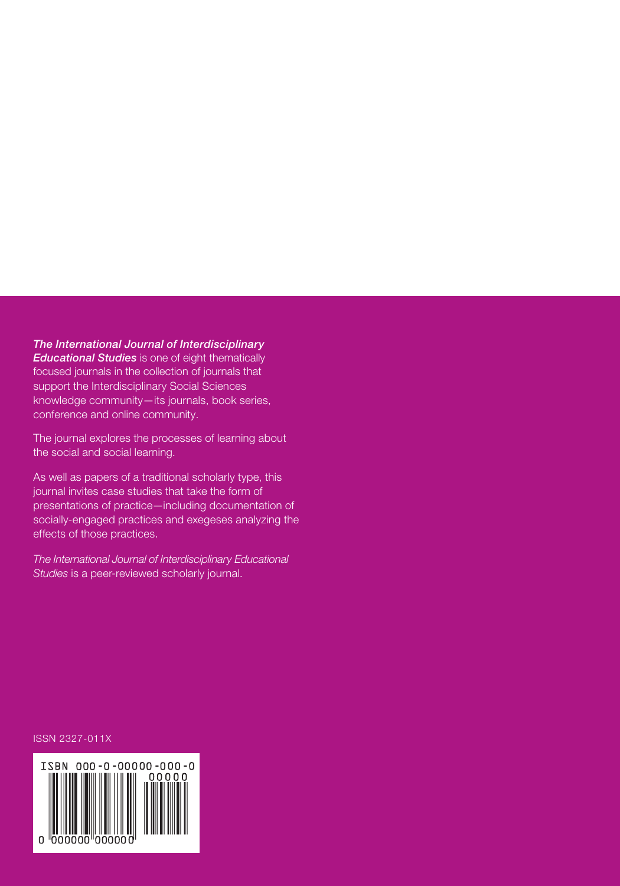***The International Journal of Interdisciplinary Educational Studies*** is one of eight thematically focused journals in the collection of journals that support the Interdisciplinary Social Sciences knowledge community—its journals, book series, conference and online community.

The journal explores the processes of learning about the social and social learning.

As well as papers of a traditional scholarly type, this journal invites case studies that take the form of presentations of practice—including documentation of socially-engaged practices and exegeses analyzing the effects of those practices.

*The International Journal of Interdisciplinary Educational Studies* is a peer-reviewed scholarly journal.

ISSN 2327-011X

ISBN 000-0-00000-000-0